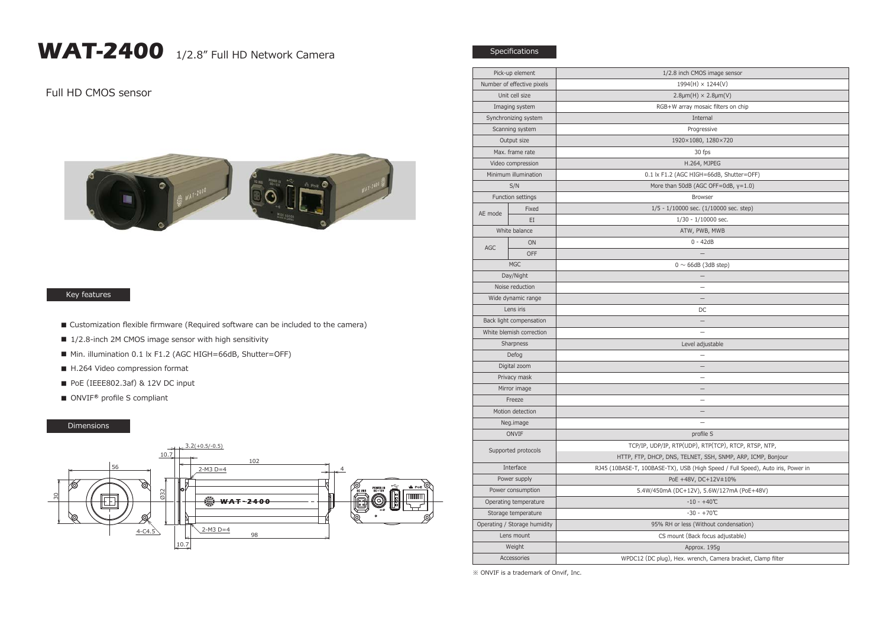# WAT-2400 1/2.8" Full HD Network Camera

Full HD CMOS sensor

## Key features

- Customization flexible firmware (Required software can be included to the camera)
- 1/2.8-inch 2M CMOS image sensor with high sensitivity
- Min. illumination 0.1 lx F1.2 (AGC HIGH=66dB, Shutter=OFF)
- H.264 Video compression format
- PoE (IEEE802.3af) & 12V DC input
- ONVIF® profile S compliant

## Dimensions

## Specifications

| Item | | Specification |
|---|---|---|
| Pick-up element | | 1/2.8 inch CMOS image sensor |
| Number of effective pixels | | 1994(H) × 1244(V) |
| Unit cell size | | 2.8μm(H) × 2.8μm(V) |
| Imaging system | | RGB+W array mosaic filters on chip |
| Synchronizing system | | Internal |
| Scanning system | | Progressive |
| Output size | | 1920×1080, 1280×720 |
| Max. frame rate | | 30 fps |
| Video compression | | H.264, MJPEG |
| Minimum illumination | | 0.1 lx F1.2 (AGC HIGH=66dB, Shutter=OFF) |
| S/N | | More than 50dB (AGC OFF=0dB, γ=1.0) |
| Function settings | | Browser |
| AE mode | Fixed | 1/5 - 1/10000 sec. (1/10000 sec. step) |
| | EI | 1/30 - 1/10000 sec. |
| White balance | | ATW, PWB, MWB |
| AGC | ON | 0 - 42dB |
| | OFF | – |
| MGC | | 0 ~ 66dB (3dB step) |
| Day/Night | | – |
| Noise reduction | | – |
| Wide dynamic range | | – |
| Lens iris | | DC |
| Back light compensation | | – |
| White blemish correction | | – |
| Sharpness | | Level adjustable |
| Defog | | – |
| Digital zoom | | – |
| Privacy mask | | – |
| Mirror image | | – |
| Freeze | | – |
| Motion detection | | – |
| Neg.image | | – |
| ONVIF | | profile S |
| Supported protocols | | TCP/IP, UDP/IP, RTP(UDP), RTP(TCP), RTCP, RTSP, NTP, HTTP, FTP, DHCP, DNS, TELNET, SSH, SNMP, ARP, ICMP, Bonjour |
| Interface | | RJ45 (10BASE-T, 100BASE-TX), USB (High Speed / Full Speed), Auto iris, Power in |
| Power supply | | PoE +48V, DC+12V±10% |
| Power consumption | | 5.4W/450mA (DC+12V), 5.6W/127mA (PoE+48V) |
| Operating temperature | | -10 - +40℃ |
| Storage temperature | | -30 - +70℃ |
| Operating / Storage humidity | | 95% RH or less (Without condensation) |
| Lens mount | | CS mount (Back focus adjustable) |
| Weight | | Approx. 195g |
| Accessories | | WPDC12 (DC plug), Hex. wrench, Camera bracket, Clamp filter |

※ ONVIF is a trademark of Onvif, Inc.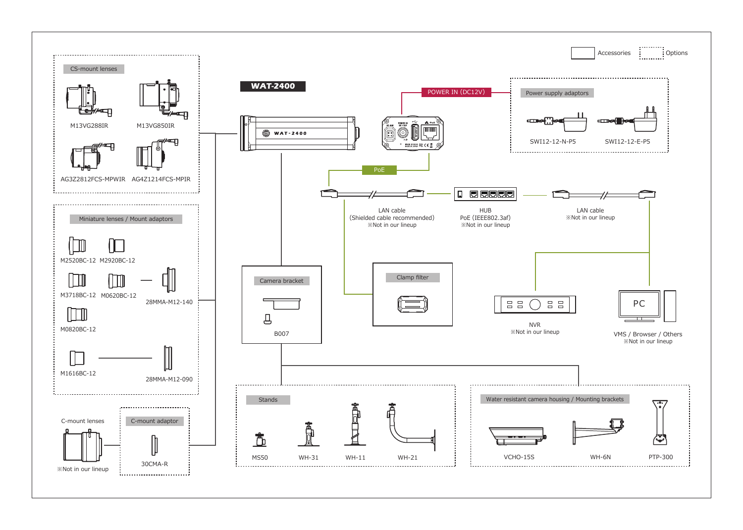Accessories

Options

# WAT-2400

POWER IN (DC12V)

## Power supply adaptors

SWI12-12-N-P5

SWI12-12-E-P5

PoE

LAN cable
(Shielded cable recommended)
※Not in our lineup

HUB
PoE (IEEE802.3af)
※Not in our lineup

LAN cable
※Not in our lineup

## CS-mount lenses

M13VG288IR

M13VG850IR

AG3Z2812FCS-MPWIR

AG4Z1214FCS-MPIR

## Miniature lenses / Mount adaptors

M2520BC-12

M2920BC-12

M3718BC-12

M0620BC-12

28MMA-M12-140

M0820BC-12

M1616BC-12

28MMA-M12-090

C-mount lenses
※Not in our lineup

## C-mount adaptor

30CMA-R

## Camera bracket

B007

## Clamp filter

NVR
※Not in our lineup

PC

VMS / Browser / Others
※Not in our lineup

## Stands

MS50

WH-31

WH-11

WH-21

## Water resistant camera housing / Mounting brackets

VCHO-15S

WH-6N

PTP-300